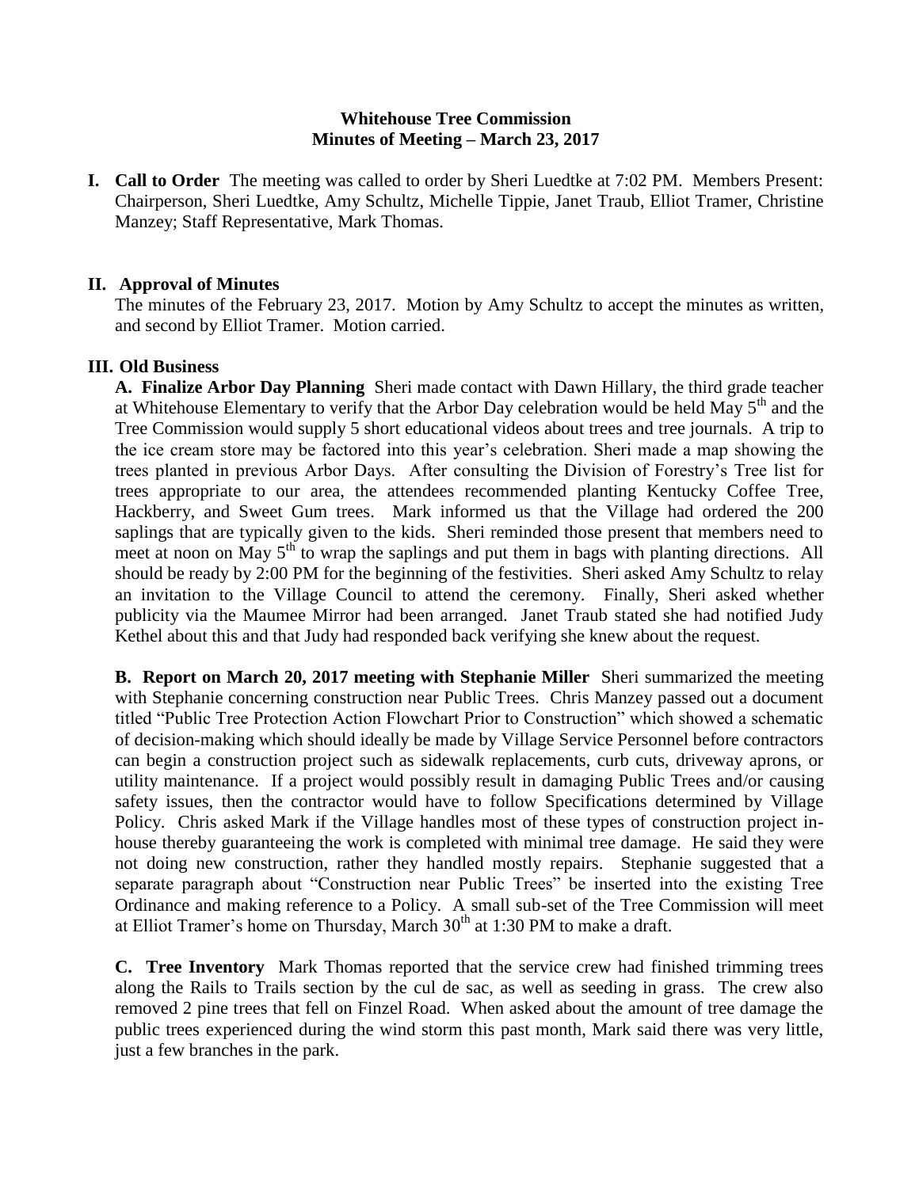**Whitehouse Tree Commission**
**Minutes of Meeting – March 23, 2017**

**I. Call to Order** The meeting was called to order by Sheri Luedtke at 7:02 PM. Members Present: Chairperson, Sheri Luedtke, Amy Schultz, Michelle Tippie, Janet Traub, Elliot Tramer, Christine Manzey; Staff Representative, Mark Thomas.

**II. Approval of Minutes**

The minutes of the February 23, 2017. Motion by Amy Schultz to accept the minutes as written, and second by Elliot Tramer. Motion carried.

**III. Old Business**

**A. Finalize Arbor Day Planning** Sheri made contact with Dawn Hillary, the third grade teacher at Whitehouse Elementary to verify that the Arbor Day celebration would be held May 5th and the Tree Commission would supply 5 short educational videos about trees and tree journals. A trip to the ice cream store may be factored into this year's celebration. Sheri made a map showing the trees planted in previous Arbor Days. After consulting the Division of Forestry's Tree list for trees appropriate to our area, the attendees recommended planting Kentucky Coffee Tree, Hackberry, and Sweet Gum trees. Mark informed us that the Village had ordered the 200 saplings that are typically given to the kids. Sheri reminded those present that members need to meet at noon on May 5th to wrap the saplings and put them in bags with planting directions. All should be ready by 2:00 PM for the beginning of the festivities. Sheri asked Amy Schultz to relay an invitation to the Village Council to attend the ceremony. Finally, Sheri asked whether publicity via the Maumee Mirror had been arranged. Janet Traub stated she had notified Judy Kethel about this and that Judy had responded back verifying she knew about the request.

**B. Report on March 20, 2017 meeting with Stephanie Miller** Sheri summarized the meeting with Stephanie concerning construction near Public Trees. Chris Manzey passed out a document titled "Public Tree Protection Action Flowchart Prior to Construction" which showed a schematic of decision-making which should ideally be made by Village Service Personnel before contractors can begin a construction project such as sidewalk replacements, curb cuts, driveway aprons, or utility maintenance. If a project would possibly result in damaging Public Trees and/or causing safety issues, then the contractor would have to follow Specifications determined by Village Policy. Chris asked Mark if the Village handles most of these types of construction project in-house thereby guaranteeing the work is completed with minimal tree damage. He said they were not doing new construction, rather they handled mostly repairs. Stephanie suggested that a separate paragraph about "Construction near Public Trees" be inserted into the existing Tree Ordinance and making reference to a Policy. A small sub-set of the Tree Commission will meet at Elliot Tramer's home on Thursday, March 30th at 1:30 PM to make a draft.

**C. Tree Inventory** Mark Thomas reported that the service crew had finished trimming trees along the Rails to Trails section by the cul de sac, as well as seeding in grass. The crew also removed 2 pine trees that fell on Finzel Road. When asked about the amount of tree damage the public trees experienced during the wind storm this past month, Mark said there was very little, just a few branches in the park.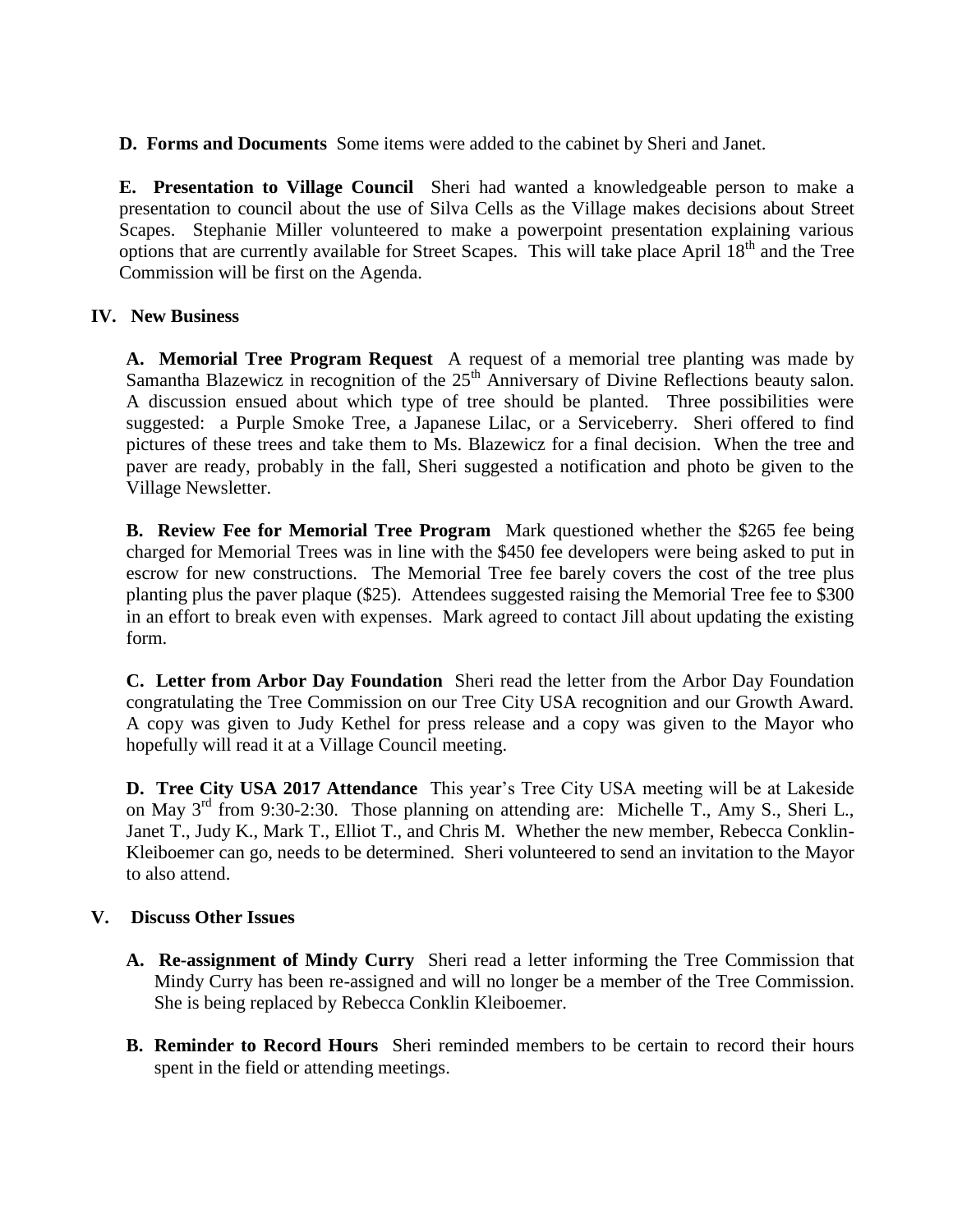**D. Forms and Documents** Some items were added to the cabinet by Sheri and Janet.

**E. Presentation to Village Council** Sheri had wanted a knowledgeable person to make a presentation to council about the use of Silva Cells as the Village makes decisions about Street Scapes. Stephanie Miller volunteered to make a powerpoint presentation explaining various options that are currently available for Street Scapes. This will take place April 18th and the Tree Commission will be first on the Agenda.

## IV. New Business

**A. Memorial Tree Program Request** A request of a memorial tree planting was made by Samantha Blazewicz in recognition of the 25th Anniversary of Divine Reflections beauty salon. A discussion ensued about which type of tree should be planted. Three possibilities were suggested: a Purple Smoke Tree, a Japanese Lilac, or a Serviceberry. Sheri offered to find pictures of these trees and take them to Ms. Blazewicz for a final decision. When the tree and paver are ready, probably in the fall, Sheri suggested a notification and photo be given to the Village Newsletter.

**B. Review Fee for Memorial Tree Program** Mark questioned whether the $265 fee being charged for Memorial Trees was in line with the $450 fee developers were being asked to put in escrow for new constructions. The Memorial Tree fee barely covers the cost of the tree plus planting plus the paver plaque ($25). Attendees suggested raising the Memorial Tree fee to $300 in an effort to break even with expenses. Mark agreed to contact Jill about updating the existing form.

**C. Letter from Arbor Day Foundation** Sheri read the letter from the Arbor Day Foundation congratulating the Tree Commission on our Tree City USA recognition and our Growth Award. A copy was given to Judy Kethel for press release and a copy was given to the Mayor who hopefully will read it at a Village Council meeting.

**D. Tree City USA 2017 Attendance** This year's Tree City USA meeting will be at Lakeside on May 3rd from 9:30-2:30. Those planning on attending are: Michelle T., Amy S., Sheri L., Janet T., Judy K., Mark T., Elliot T., and Chris M. Whether the new member, Rebecca Conklin-Kleiboemer can go, needs to be determined. Sheri volunteered to send an invitation to the Mayor to also attend.

## V. Discuss Other Issues

**A. Re-assignment of Mindy Curry** Sheri read a letter informing the Tree Commission that Mindy Curry has been re-assigned and will no longer be a member of the Tree Commission. She is being replaced by Rebecca Conklin Kleiboemer.

**B. Reminder to Record Hours** Sheri reminded members to be certain to record their hours spent in the field or attending meetings.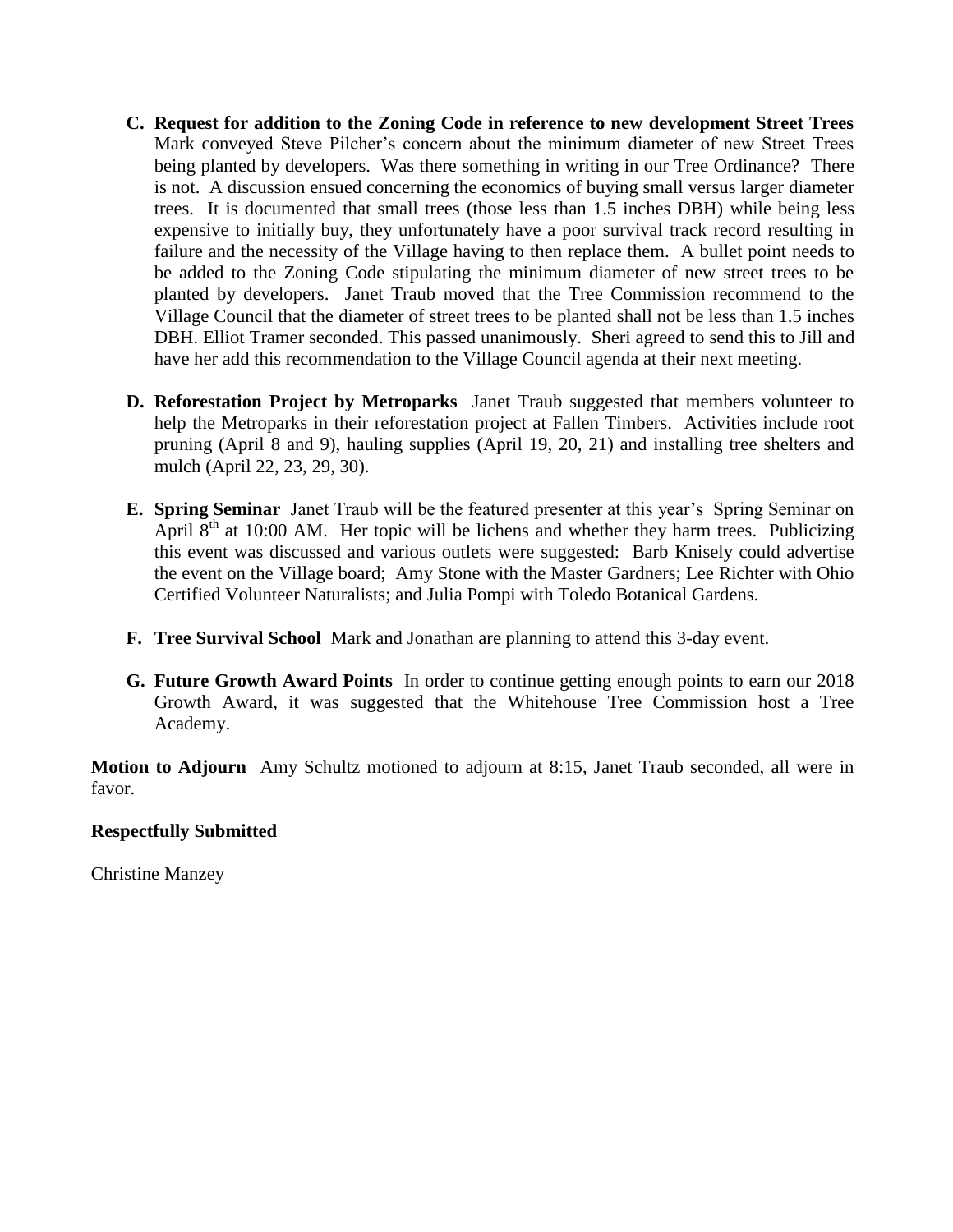C. **Request for addition to the Zoning Code in reference to new development Street Trees** Mark conveyed Steve Pilcher's concern about the minimum diameter of new Street Trees being planted by developers. Was there something in writing in our Tree Ordinance? There is not. A discussion ensued concerning the economics of buying small versus larger diameter trees. It is documented that small trees (those less than 1.5 inches DBH) while being less expensive to initially buy, they unfortunately have a poor survival track record resulting in failure and the necessity of the Village having to then replace them. A bullet point needs to be added to the Zoning Code stipulating the minimum diameter of new street trees to be planted by developers. Janet Traub moved that the Tree Commission recommend to the Village Council that the diameter of street trees to be planted shall not be less than 1.5 inches DBH. Elliot Tramer seconded. This passed unanimously. Sheri agreed to send this to Jill and have her add this recommendation to the Village Council agenda at their next meeting.

D. **Reforestation Project by Metroparks** Janet Traub suggested that members volunteer to help the Metroparks in their reforestation project at Fallen Timbers. Activities include root pruning (April 8 and 9), hauling supplies (April 19, 20, 21) and installing tree shelters and mulch (April 22, 23, 29, 30).

E. **Spring Seminar** Janet Traub will be the featured presenter at this year's Spring Seminar on April 8th at 10:00 AM. Her topic will be lichens and whether they harm trees. Publicizing this event was discussed and various outlets were suggested: Barb Knisely could advertise the event on the Village board; Amy Stone with the Master Gardners; Lee Richter with Ohio Certified Volunteer Naturalists; and Julia Pompi with Toledo Botanical Gardens.

F. **Tree Survival School** Mark and Jonathan are planning to attend this 3-day event.

G. **Future Growth Award Points** In order to continue getting enough points to earn our 2018 Growth Award, it was suggested that the Whitehouse Tree Commission host a Tree Academy.

**Motion to Adjourn** Amy Schultz motioned to adjourn at 8:15, Janet Traub seconded, all were in favor.

**Respectfully Submitted**

Christine Manzey